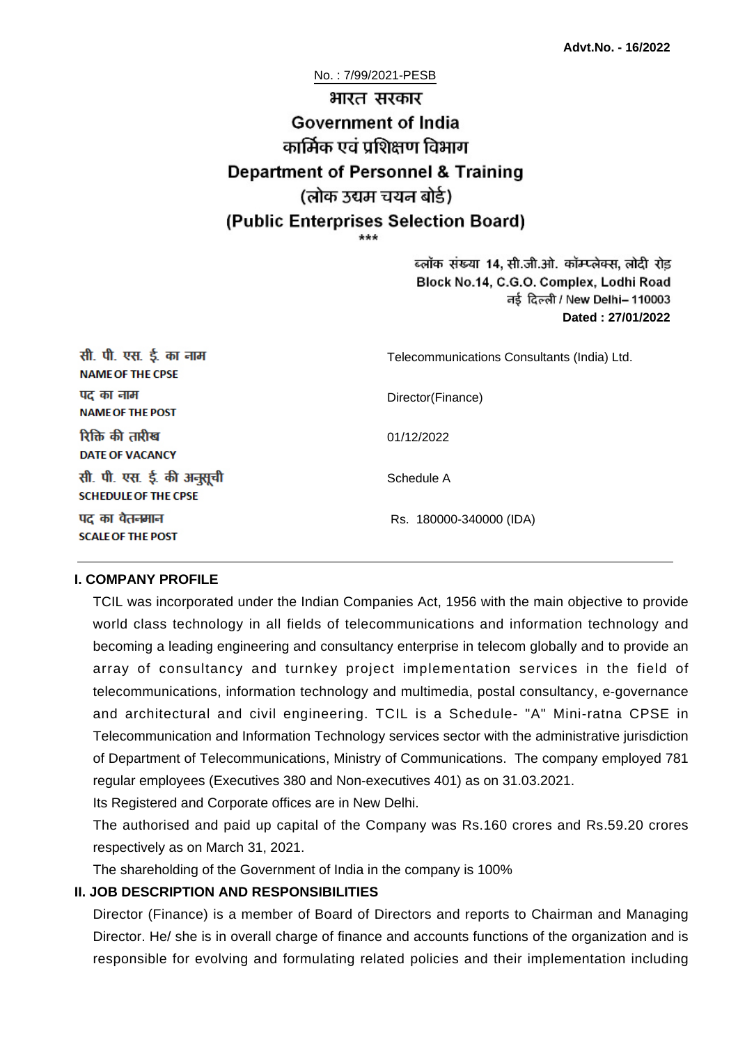**Advt.No. - 16/2022**

No. : 7/99/2021-PESB

# भारत सरकार
# Government of India
## कार्मिक एवं प्रशिक्षण विभाग
## Department of Personnel & Training
## (लोक उद्यम चयन बोर्ड)
## (Public Enterprises Selection Board)

\*\*\*

ब्लॉक संख्या 14, सी.जी.ओ. कॉम्प्लेक्स, लोदी रोड
Block No.14, C.G.O. Complex, Lodhi Road
नई दिल्ली / New Delhi– 110003
**Dated : 27/01/2022**

| | |
|---|---|
| सी. पी. एस. ई. का नाम<br>**NAME OF THE CPSE** | Telecommunications Consultants (India) Ltd. |
| पद का नाम<br>**NAME OF THE POST** | Director(Finance) |
| रिक्ति की तारीख<br>**DATE OF VACANCY** | 01/12/2022 |
| सी. पी. एस. ई. की अनुसूची<br>**SCHEDULE OF THE CPSE** | Schedule A |
| पद का वेतनमान<br>**SCALE OF THE POST** | Rs. 180000-340000 (IDA) |

### I. COMPANY PROFILE

TCIL was incorporated under the Indian Companies Act, 1956 with the main objective to provide world class technology in all fields of telecommunications and information technology and becoming a leading engineering and consultancy enterprise in telecom globally and to provide an array of consultancy and turnkey project implementation services in the field of telecommunications, information technology and multimedia, postal consultancy, e-governance and architectural and civil engineering. TCIL is a Schedule- "A" Mini-ratna CPSE in Telecommunication and Information Technology services sector with the administrative jurisdiction of Department of Telecommunications, Ministry of Communications. The company employed 781 regular employees (Executives 380 and Non-executives 401) as on 31.03.2021.

Its Registered and Corporate offices are in New Delhi.

The authorised and paid up capital of the Company was Rs.160 crores and Rs.59.20 crores respectively as on March 31, 2021.

The shareholding of the Government of India in the company is 100%

### II. JOB DESCRIPTION AND RESPONSIBILITIES

Director (Finance) is a member of Board of Directors and reports to Chairman and Managing Director. He/ she is in overall charge of finance and accounts functions of the organization and is responsible for evolving and formulating related policies and their implementation including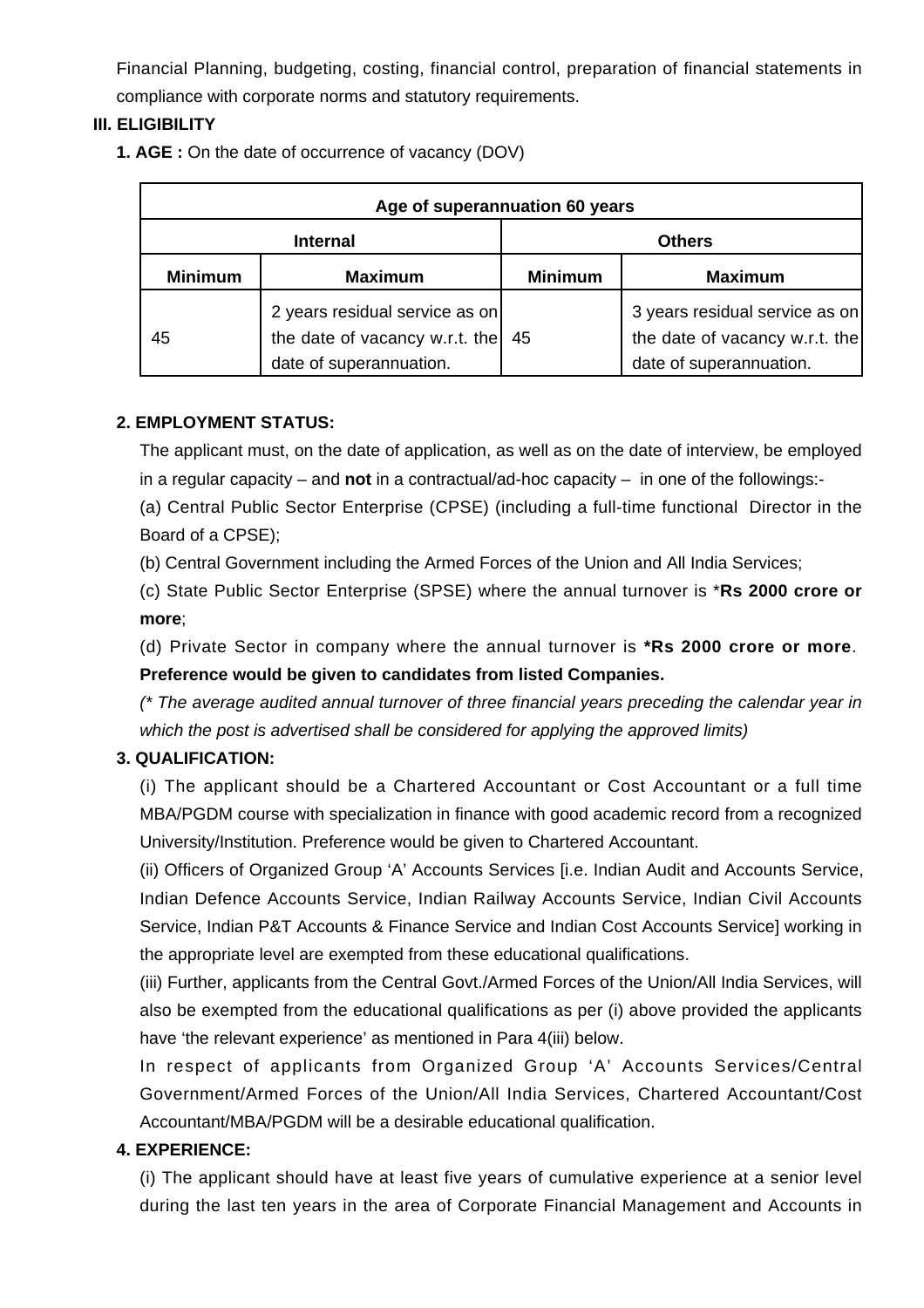Financial Planning, budgeting, costing, financial control, preparation of financial statements in compliance with corporate norms and statutory requirements.

**III. ELIGIBILITY**

**1. AGE :** On the date of occurrence of vacancy (DOV)

| Age of superannuation 60 years | | | |
|---|---|---|---|
| **Internal** | | **Others** | |
| **Minimum** | **Maximum** | **Minimum** | **Maximum** |
| 45 | 2 years residual service as on the date of vacancy w.r.t. the date of superannuation. | 45 | 3 years residual service as on the date of vacancy w.r.t. the date of superannuation. |

**2. EMPLOYMENT STATUS:**

The applicant must, on the date of application, as well as on the date of interview, be employed in a regular capacity – and **not** in a contractual/ad-hoc capacity – in one of the followings:-

(a) Central Public Sector Enterprise (CPSE) (including a full-time functional Director in the Board of a CPSE);

(b) Central Government including the Armed Forces of the Union and All India Services;

(c) State Public Sector Enterprise (SPSE) where the annual turnover is ***Rs 2000 crore or more**;

(d) Private Sector in company where the annual turnover is ***Rs 2000 crore or more**.

**Preference would be given to candidates from listed Companies.**

*(* The average audited annual turnover of three financial years preceding the calendar year in which the post is advertised shall be considered for applying the approved limits)*

**3. QUALIFICATION:**

(i) The applicant should be a Chartered Accountant or Cost Accountant or a full time MBA/PGDM course with specialization in finance with good academic record from a recognized University/Institution. Preference would be given to Chartered Accountant.

(ii) Officers of Organized Group 'A' Accounts Services [i.e. Indian Audit and Accounts Service, Indian Defence Accounts Service, Indian Railway Accounts Service, Indian Civil Accounts Service, Indian P&T Accounts & Finance Service and Indian Cost Accounts Service] working in the appropriate level are exempted from these educational qualifications.

(iii) Further, applicants from the Central Govt./Armed Forces of the Union/All India Services, will also be exempted from the educational qualifications as per (i) above provided the applicants have 'the relevant experience' as mentioned in Para 4(iii) below.

In respect of applicants from Organized Group 'A' Accounts Services/Central Government/Armed Forces of the Union/All India Services, Chartered Accountant/Cost Accountant/MBA/PGDM will be a desirable educational qualification.

**4. EXPERIENCE:**

(i) The applicant should have at least five years of cumulative experience at a senior level during the last ten years in the area of Corporate Financial Management and Accounts in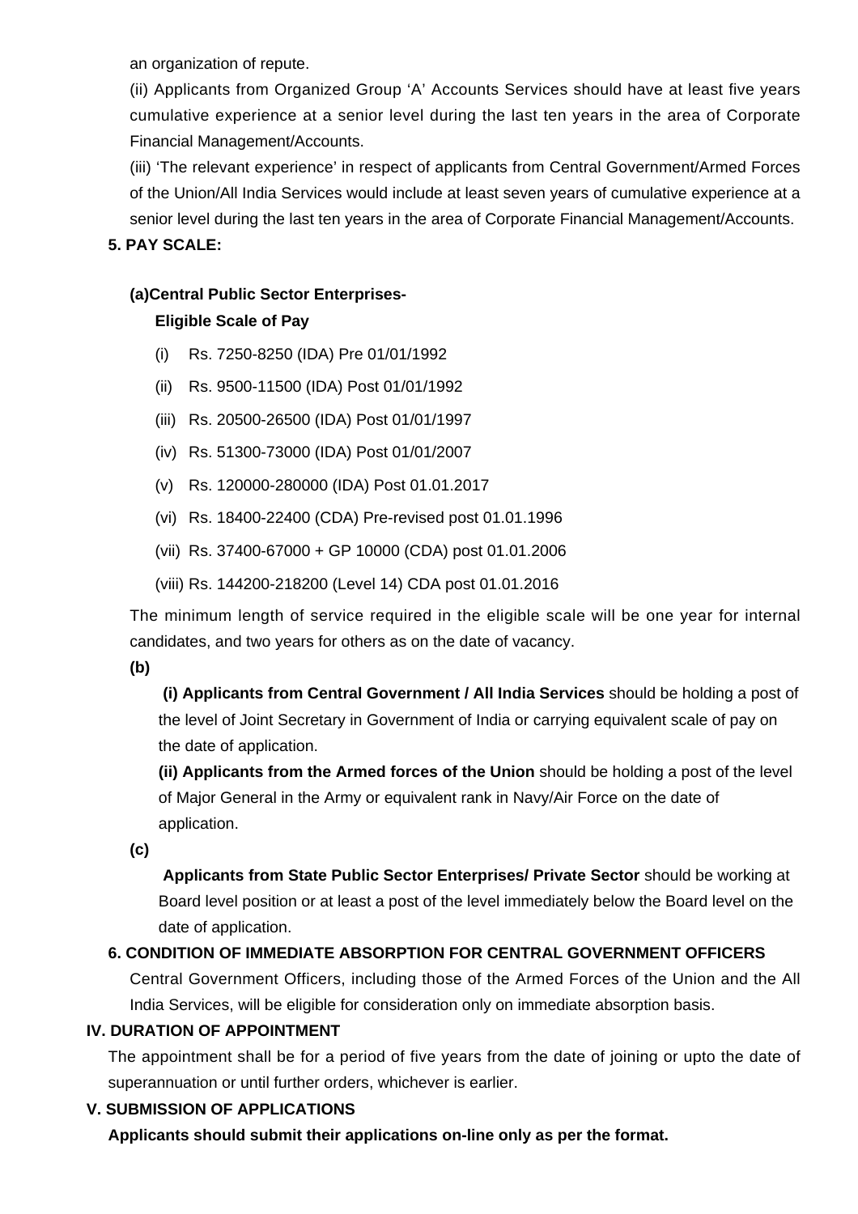an organization of repute.

(ii) Applicants from Organized Group 'A' Accounts Services should have at least five years cumulative experience at a senior level during the last ten years in the area of Corporate Financial Management/Accounts.

(iii) 'The relevant experience' in respect of applicants from Central Government/Armed Forces of the Union/All India Services would include at least seven years of cumulative experience at a senior level during the last ten years in the area of Corporate Financial Management/Accounts.

**5. PAY SCALE:**

**(a)Central Public Sector Enterprises-**

**Eligible Scale of Pay**

(i) Rs. 7250-8250 (IDA) Pre 01/01/1992

(ii) Rs. 9500-11500 (IDA) Post 01/01/1992

(iii) Rs. 20500-26500 (IDA) Post 01/01/1997

(iv) Rs. 51300-73000 (IDA) Post 01/01/2007

(v) Rs. 120000-280000 (IDA) Post 01.01.2017

(vi) Rs. 18400-22400 (CDA) Pre-revised post 01.01.1996

(vii) Rs. 37400-67000 + GP 10000 (CDA) post 01.01.2006

(viii) Rs. 144200-218200 (Level 14) CDA post 01.01.2016

The minimum length of service required in the eligible scale will be one year for internal candidates, and two years for others as on the date of vacancy.

**(b)**

**(i) Applicants from Central Government / All India Services** should be holding a post of the level of Joint Secretary in Government of India or carrying equivalent scale of pay on the date of application.

**(ii) Applicants from the Armed forces of the Union** should be holding a post of the level of Major General in the Army or equivalent rank in Navy/Air Force on the date of application.

**(c)**

**Applicants from State Public Sector Enterprises/ Private Sector** should be working at Board level position or at least a post of the level immediately below the Board level on the date of application.

**6. CONDITION OF IMMEDIATE ABSORPTION FOR CENTRAL GOVERNMENT OFFICERS**

Central Government Officers, including those of the Armed Forces of the Union and the All India Services, will be eligible for consideration only on immediate absorption basis.

**IV. DURATION OF APPOINTMENT**

The appointment shall be for a period of five years from the date of joining or upto the date of superannuation or until further orders, whichever is earlier.

**V. SUBMISSION OF APPLICATIONS**

**Applicants should submit their applications on-line only as per the format.**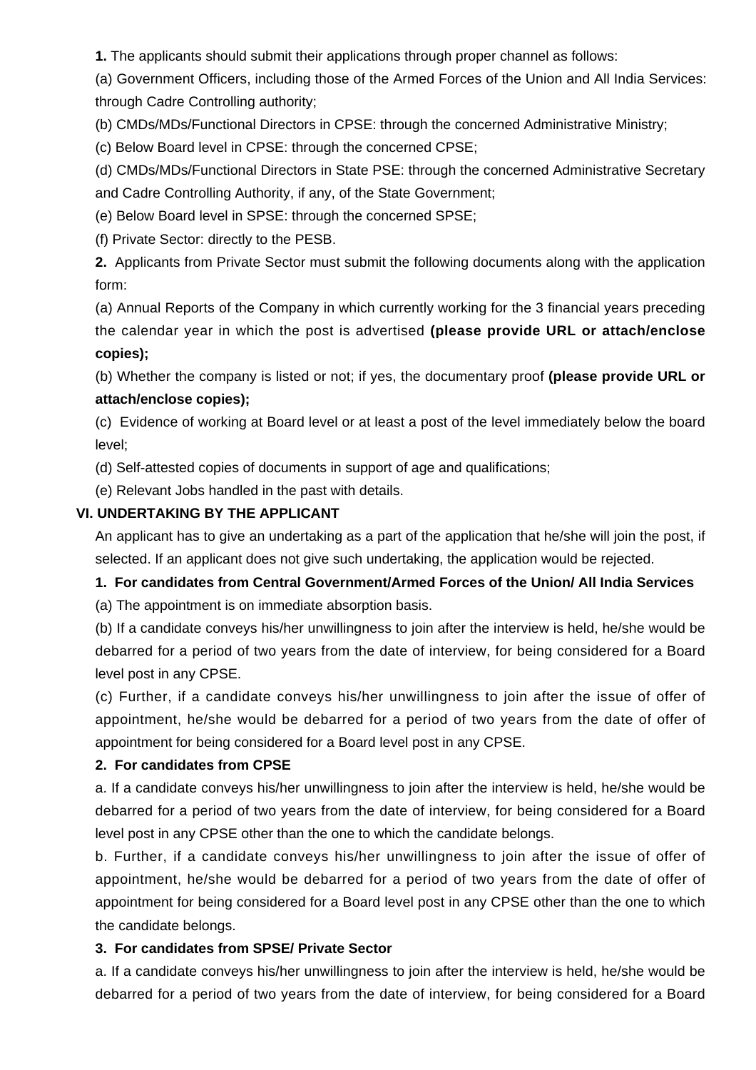**1.** The applicants should submit their applications through proper channel as follows:

(a) Government Officers, including those of the Armed Forces of the Union and All India Services: through Cadre Controlling authority;

(b) CMDs/MDs/Functional Directors in CPSE: through the concerned Administrative Ministry;

(c) Below Board level in CPSE: through the concerned CPSE;

(d) CMDs/MDs/Functional Directors in State PSE: through the concerned Administrative Secretary and Cadre Controlling Authority, if any, of the State Government;

(e) Below Board level in SPSE: through the concerned SPSE;

(f) Private Sector: directly to the PESB.

**2.** Applicants from Private Sector must submit the following documents along with the application form:

(a) Annual Reports of the Company in which currently working for the 3 financial years preceding the calendar year in which the post is advertised **(please provide URL or attach/enclose copies);**

(b) Whether the company is listed or not; if yes, the documentary proof **(please provide URL or attach/enclose copies);**

(c) Evidence of working at Board level or at least a post of the level immediately below the board level;

(d) Self-attested copies of documents in support of age and qualifications;

(e) Relevant Jobs handled in the past with details.

## VI. UNDERTAKING BY THE APPLICANT

An applicant has to give an undertaking as a part of the application that he/she will join the post, if selected. If an applicant does not give such undertaking, the application would be rejected.

**1. For candidates from Central Government/Armed Forces of the Union/ All India Services**

(a) The appointment is on immediate absorption basis.

(b) If a candidate conveys his/her unwillingness to join after the interview is held, he/she would be debarred for a period of two years from the date of interview, for being considered for a Board level post in any CPSE.

(c) Further, if a candidate conveys his/her unwillingness to join after the issue of offer of appointment, he/she would be debarred for a period of two years from the date of offer of appointment for being considered for a Board level post in any CPSE.

**2. For candidates from CPSE**

a. If a candidate conveys his/her unwillingness to join after the interview is held, he/she would be debarred for a period of two years from the date of interview, for being considered for a Board level post in any CPSE other than the one to which the candidate belongs.

b. Further, if a candidate conveys his/her unwillingness to join after the issue of offer of appointment, he/she would be debarred for a period of two years from the date of offer of appointment for being considered for a Board level post in any CPSE other than the one to which the candidate belongs.

**3. For candidates from SPSE/ Private Sector**

a. If a candidate conveys his/her unwillingness to join after the interview is held, he/she would be debarred for a period of two years from the date of interview, for being considered for a Board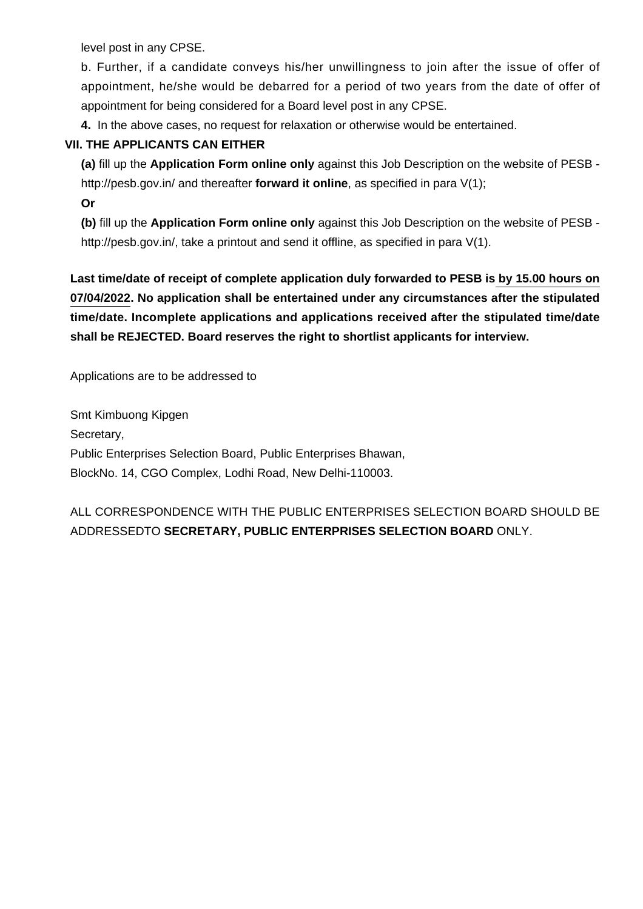level post in any CPSE.

b. Further, if a candidate conveys his/her unwillingness to join after the issue of offer of appointment, he/she would be debarred for a period of two years from the date of offer of appointment for being considered for a Board level post in any CPSE.

**4.** In the above cases, no request for relaxation or otherwise would be entertained.

**VII. THE APPLICANTS CAN EITHER**

**(a)** fill up the **Application Form online only** against this Job Description on the website of PESB - http://pesb.gov.in/ and thereafter **forward it online**, as specified in para V(1);

**Or**

**(b)** fill up the **Application Form online only** against this Job Description on the website of PESB - http://pesb.gov.in/, take a printout and send it offline, as specified in para V(1).

**Last time/date of receipt of complete application duly forwarded to PESB is by 15.00 hours on 07/04/2022. No application shall be entertained under any circumstances after the stipulated time/date. Incomplete applications and applications received after the stipulated time/date shall be REJECTED. Board reserves the right to shortlist applicants for interview.**

Applications are to be addressed to

Smt Kimbuong Kipgen
Secretary,
Public Enterprises Selection Board, Public Enterprises Bhawan,
BlockNo. 14, CGO Complex, Lodhi Road, New Delhi-110003.

ALL CORRESPONDENCE WITH THE PUBLIC ENTERPRISES SELECTION BOARD SHOULD BE ADDRESSEDTO **SECRETARY, PUBLIC ENTERPRISES SELECTION BOARD** ONLY.